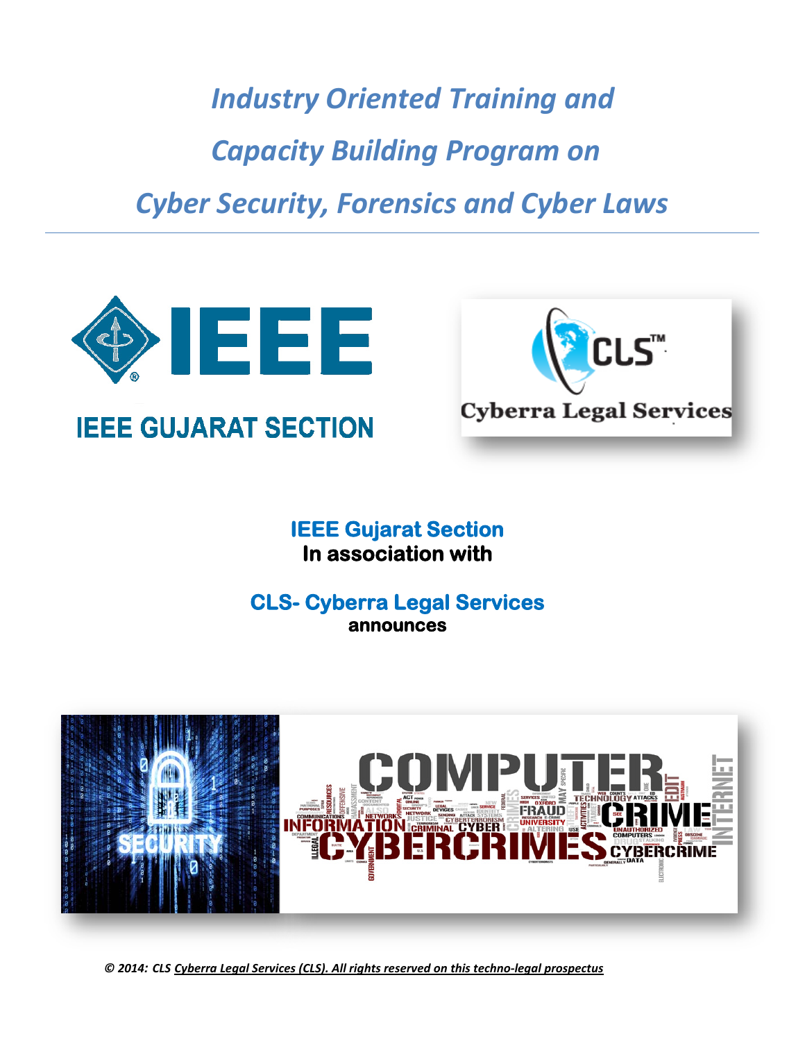# *Industry Oriented Training and Capacity Building Program on Cyber Security, Forensics and Cyber Laws*

---

IEEE GUJARAT SECTION

Cyberra Legal Services

**IEEE Gujarat Section**
**In association with**

**CLS- Cyberra Legal Services**
**announces**

*© 2014: CLS Cyberra Legal Services (CLS). All rights reserved on this techno-legal prospectus*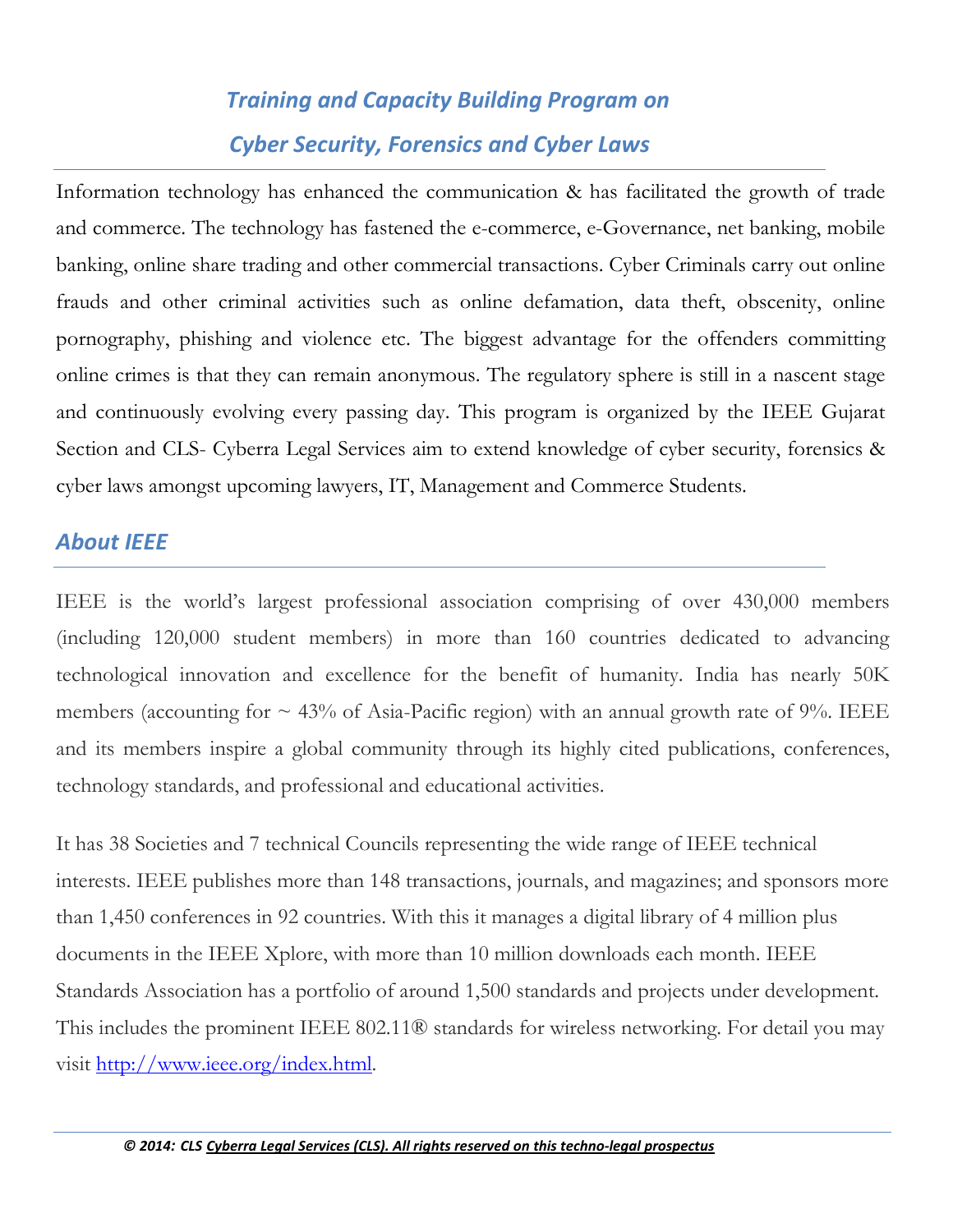## *Training and Capacity Building Program on Cyber Security, Forensics and Cyber Laws*

Information technology has enhanced the communication & has facilitated the growth of trade and commerce. The technology has fastened the e-commerce, e-Governance, net banking, mobile banking, online share trading and other commercial transactions. Cyber Criminals carry out online frauds and other criminal activities such as online defamation, data theft, obscenity, online pornography, phishing and violence etc. The biggest advantage for the offenders committing online crimes is that they can remain anonymous. The regulatory sphere is still in a nascent stage and continuously evolving every passing day. This program is organized by the IEEE Gujarat Section and CLS- Cyberra Legal Services aim to extend knowledge of cyber security, forensics & cyber laws amongst upcoming lawyers, IT, Management and Commerce Students.

## *About IEEE*

IEEE is the world's largest professional association comprising of over 430,000 members (including 120,000 student members) in more than 160 countries dedicated to advancing technological innovation and excellence for the benefit of humanity. India has nearly 50K members (accounting for ~ 43% of Asia-Pacific region) with an annual growth rate of 9%. IEEE and its members inspire a global community through its highly cited publications, conferences, technology standards, and professional and educational activities.

It has 38 Societies and 7 technical Councils representing the wide range of IEEE technical interests. IEEE publishes more than 148 transactions, journals, and magazines; and sponsors more than 1,450 conferences in 92 countries. With this it manages a digital library of 4 million plus documents in the IEEE Xplore, with more than 10 million downloads each month. IEEE Standards Association has a portfolio of around 1,500 standards and projects under development. This includes the prominent IEEE 802.11® standards for wireless networking. For detail you may visit http://www.ieee.org/index.html.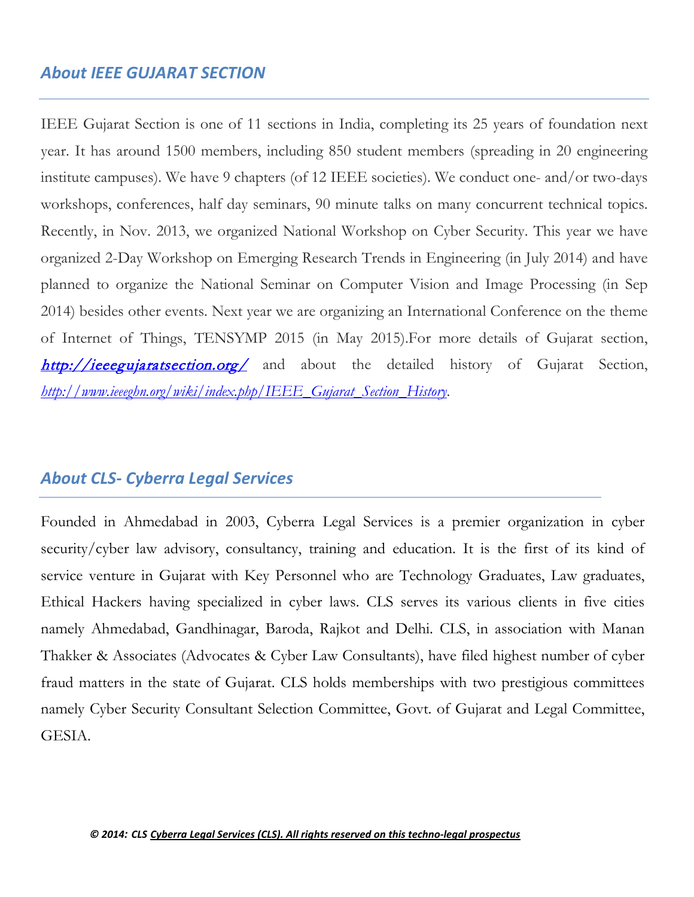## *About IEEE GUJARAT SECTION*

---

IEEE Gujarat Section is one of 11 sections in India, completing its 25 years of foundation next year. It has around 1500 members, including 850 student members (spreading in 20 engineering institute campuses). We have 9 chapters (of 12 IEEE societies). We conduct one- and/or two-days workshops, conferences, half day seminars, 90 minute talks on many concurrent technical topics. Recently, in Nov. 2013, we organized National Workshop on Cyber Security. This year we have organized 2-Day Workshop on Emerging Research Trends in Engineering (in July 2014) and have planned to organize the National Seminar on Computer Vision and Image Processing (in Sep 2014) besides other events. Next year we are organizing an International Conference on the theme of Internet of Things, TENSYMP 2015 (in May 2015).For more details of Gujarat section, ***http://ieeegujaratsection.org/*** and about the detailed history of Gujarat Section, *http://www.ieeeghn.org/wiki/index.php/IEEE_Gujarat_Section_History*.

## *About CLS- Cyberra Legal Services*

---

Founded in Ahmedabad in 2003, Cyberra Legal Services is a premier organization in cyber security/cyber law advisory, consultancy, training and education. It is the first of its kind of service venture in Gujarat with Key Personnel who are Technology Graduates, Law graduates, Ethical Hackers having specialized in cyber laws. CLS serves its various clients in five cities namely Ahmedabad, Gandhinagar, Baroda, Rajkot and Delhi. CLS, in association with Manan Thakker & Associates (Advocates & Cyber Law Consultants), have filed highest number of cyber fraud matters in the state of Gujarat. CLS holds memberships with two prestigious committees namely Cyber Security Consultant Selection Committee, Govt. of Gujarat and Legal Committee, GESIA.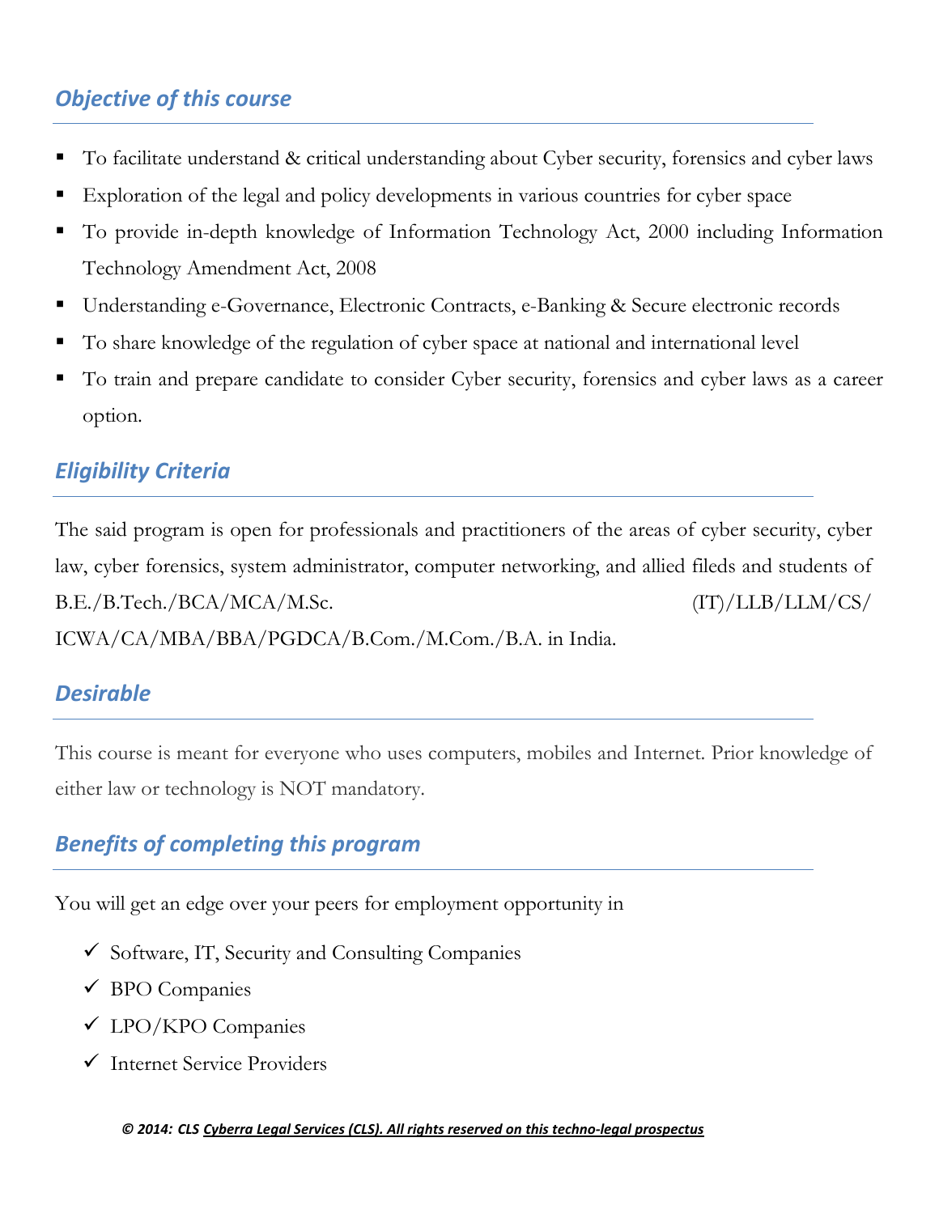## *Objective of this course*

- To facilitate understand & critical understanding about Cyber security, forensics and cyber laws
- Exploration of the legal and policy developments in various countries for cyber space
- To provide in-depth knowledge of Information Technology Act, 2000 including Information Technology Amendment Act, 2008
- Understanding e-Governance, Electronic Contracts, e-Banking & Secure electronic records
- To share knowledge of the regulation of cyber space at national and international level
- To train and prepare candidate to consider Cyber security, forensics and cyber laws as a career option.

## *Eligibility Criteria*

The said program is open for professionals and practitioners of the areas of cyber security, cyber law, cyber forensics, system administrator, computer networking, and allied fileds and students of B.E./B.Tech./BCA/MCA/M.Sc. (IT)/LLB/LLM/CS/ ICWA/CA/MBA/BBA/PGDCA/B.Com./M.Com./B.A. in India.

## *Desirable*

This course is meant for everyone who uses computers, mobiles and Internet. Prior knowledge of either law or technology is NOT mandatory.

## *Benefits of completing this program*

You will get an edge over your peers for employment opportunity in

- ✓ Software, IT, Security and Consulting Companies
- ✓ BPO Companies
- ✓ LPO/KPO Companies
- ✓ Internet Service Providers

***© 2014: CLS Cyberra Legal Services (CLS). All rights reserved on this techno-legal prospectus***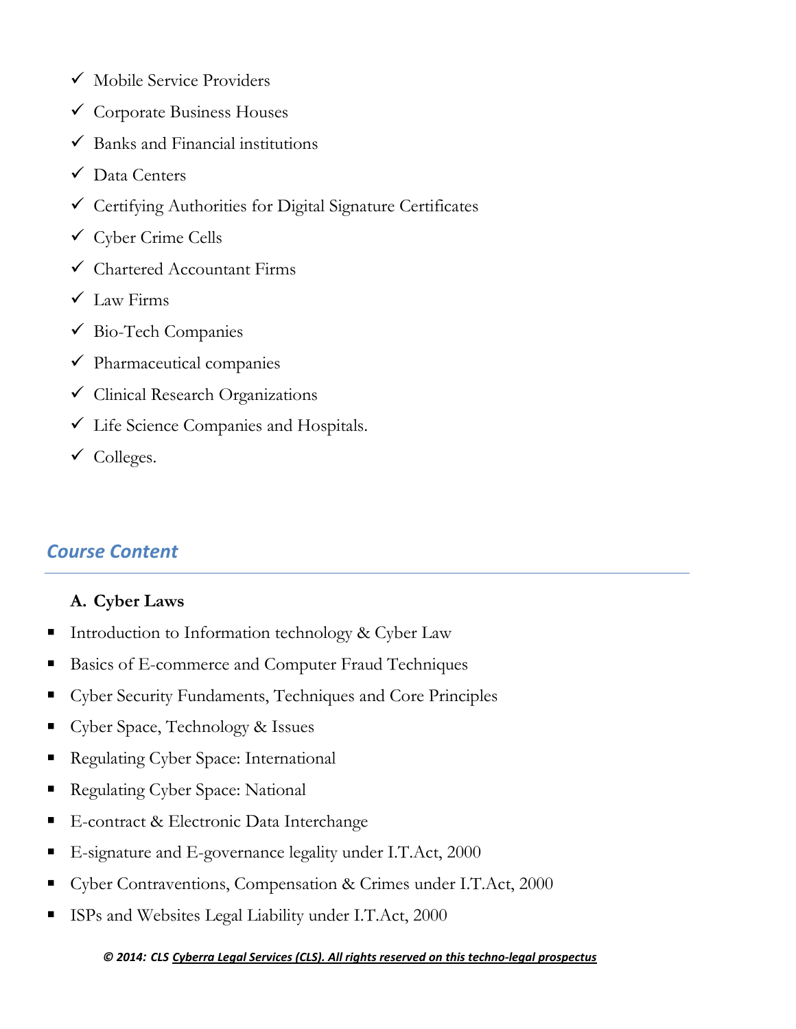- ✓ Mobile Service Providers
- ✓ Corporate Business Houses
- ✓ Banks and Financial institutions
- ✓ Data Centers
- ✓ Certifying Authorities for Digital Signature Certificates
- ✓ Cyber Crime Cells
- ✓ Chartered Accountant Firms
- ✓ Law Firms
- ✓ Bio-Tech Companies
- ✓ Pharmaceutical companies
- ✓ Clinical Research Organizations
- ✓ Life Science Companies and Hospitals.
- ✓ Colleges.

## *Course Content*

**A. Cyber Laws**

- Introduction to Information technology & Cyber Law
- Basics of E-commerce and Computer Fraud Techniques
- Cyber Security Fundaments, Techniques and Core Principles
- Cyber Space, Technology & Issues
- Regulating Cyber Space: International
- Regulating Cyber Space: National
- E-contract & Electronic Data Interchange
- E-signature and E-governance legality under I.T.Act, 2000
- Cyber Contraventions, Compensation & Crimes under I.T.Act, 2000
- ISPs and Websites Legal Liability under I.T.Act, 2000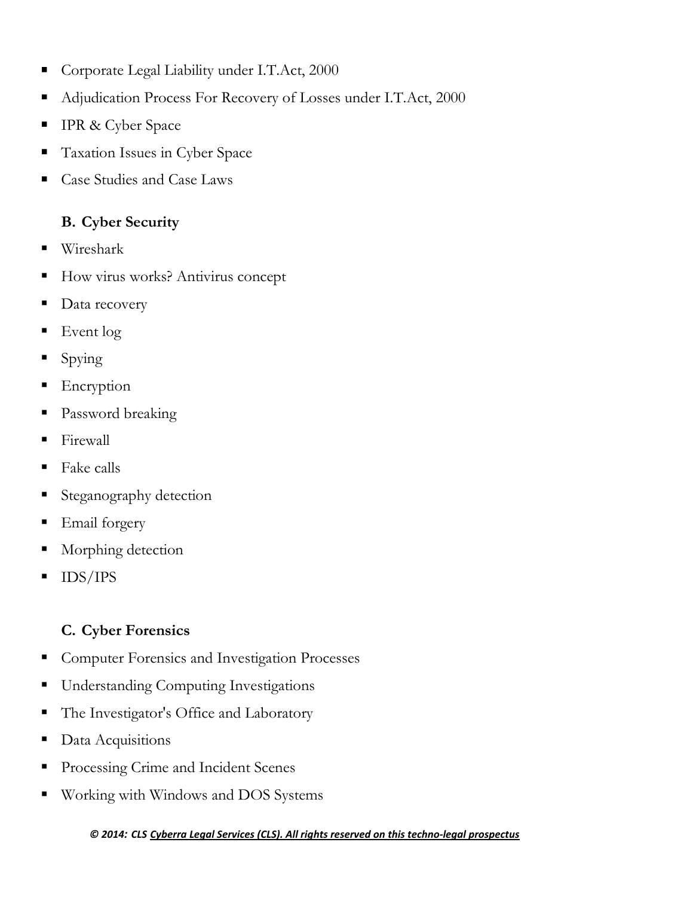- Corporate Legal Liability under I.T.Act, 2000
- Adjudication Process For Recovery of Losses under I.T.Act, 2000
- IPR & Cyber Space
- Taxation Issues in Cyber Space
- Case Studies and Case Laws

**B. Cyber Security**

- Wireshark
- How virus works? Antivirus concept
- Data recovery
- Event log
- Spying
- Encryption
- Password breaking
- Firewall
- Fake calls
- Steganography detection
- Email forgery
- Morphing detection
- IDS/IPS

**C. Cyber Forensics**

- Computer Forensics and Investigation Processes
- Understanding Computing Investigations
- The Investigator's Office and Laboratory
- Data Acquisitions
- Processing Crime and Incident Scenes
- Working with Windows and DOS Systems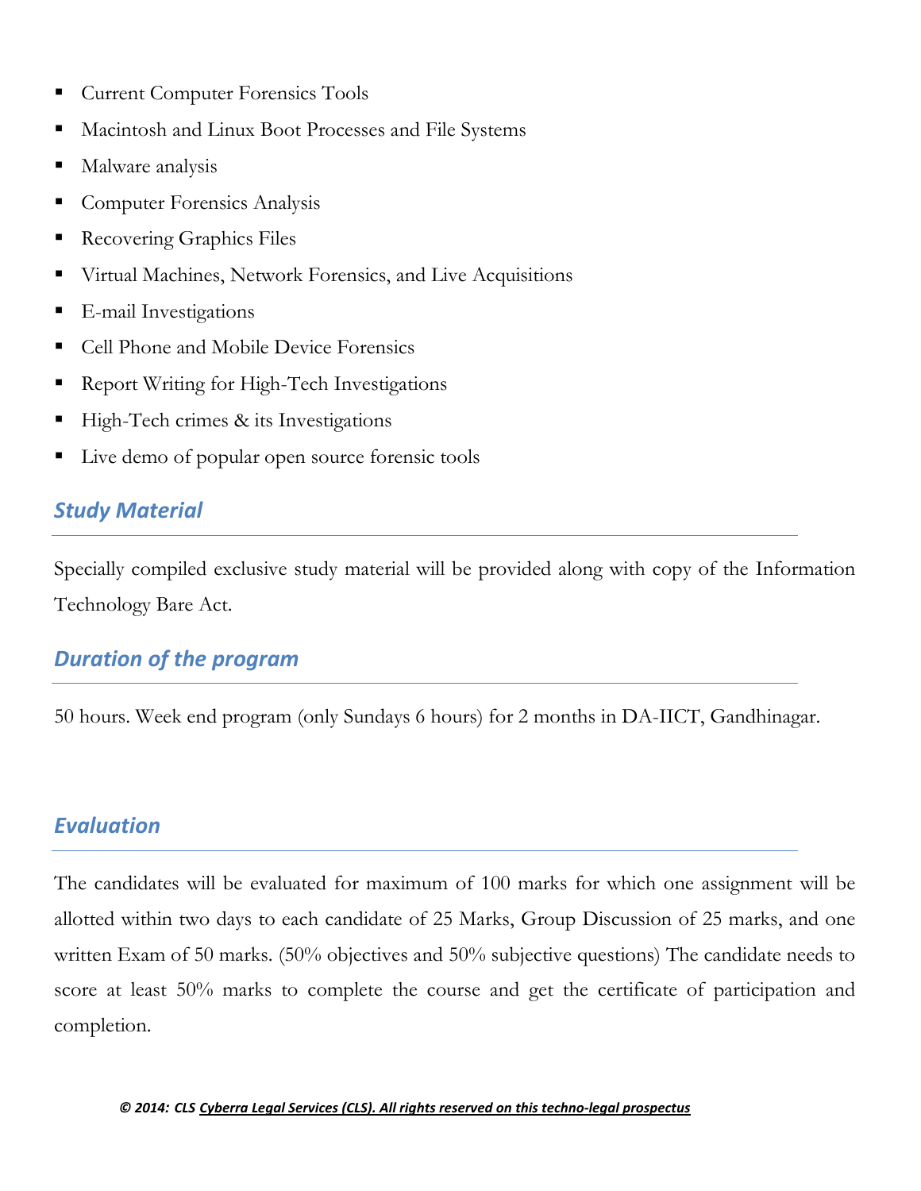- Current Computer Forensics Tools
- Macintosh and Linux Boot Processes and File Systems
- Malware analysis
- Computer Forensics Analysis
- Recovering Graphics Files
- Virtual Machines, Network Forensics, and Live Acquisitions
- E-mail Investigations
- Cell Phone and Mobile Device Forensics
- Report Writing for High-Tech Investigations
- High-Tech crimes & its Investigations
- Live demo of popular open source forensic tools

## *Study Material*

Specially compiled exclusive study material will be provided along with copy of the Information Technology Bare Act.

## *Duration of the program*

50 hours. Week end program (only Sundays 6 hours) for 2 months in DA-IICT, Gandhinagar.

## *Evaluation*

The candidates will be evaluated for maximum of 100 marks for which one assignment will be allotted within two days to each candidate of 25 Marks, Group Discussion of 25 marks, and one written Exam of 50 marks. (50% objectives and 50% subjective questions) The candidate needs to score at least 50% marks to complete the course and get the certificate of participation and completion.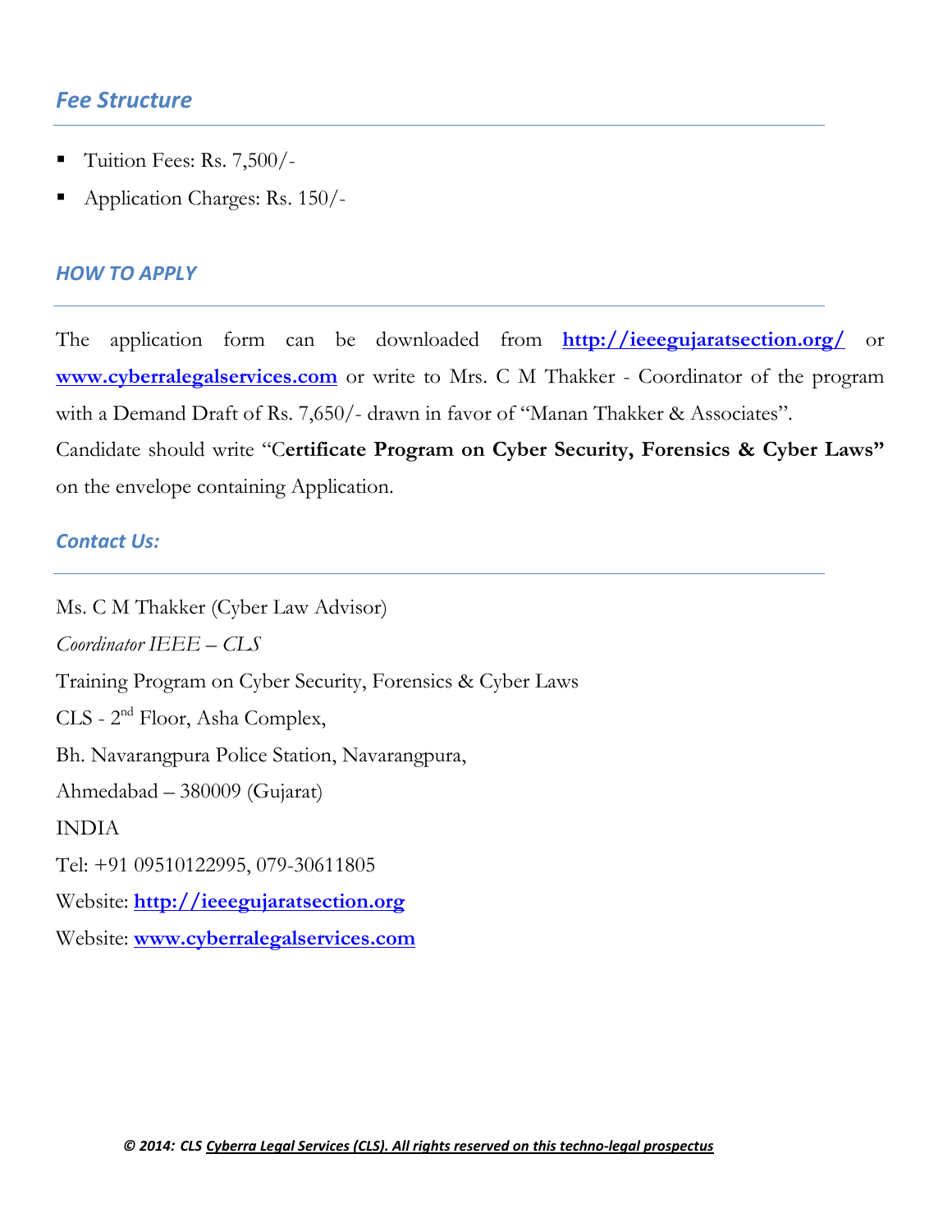## *Fee Structure*

- Tuition Fees: Rs. 7,500/-
- Application Charges: Rs. 150/-

## *HOW TO APPLY*

The application form can be downloaded from **http://ieeegujaratsection.org/** or **www.cyberralegalservices.com** or write to Mrs. C M Thakker - Coordinator of the program with a Demand Draft of Rs. 7,650/- drawn in favor of "Manan Thakker & Associates".
Candidate should write "C**ertificate Program on Cyber Security, Forensics & Cyber Laws"** on the envelope containing Application.

## *Contact Us:*

Ms. C M Thakker (Cyber Law Advisor)
*Coordinator IEEE – CLS*
Training Program on Cyber Security, Forensics & Cyber Laws
CLS - 2nd Floor, Asha Complex,
Bh. Navarangpura Police Station, Navarangpura,
Ahmedabad – 380009 (Gujarat)
INDIA
Tel: +91 09510122995, 079-30611805
Website: **http://ieeegujaratsection.org**
Website: **www.cyberralegalservices.com**

***© 2014: CLS Cyberra Legal Services (CLS). All rights reserved on this techno-legal prospectus***